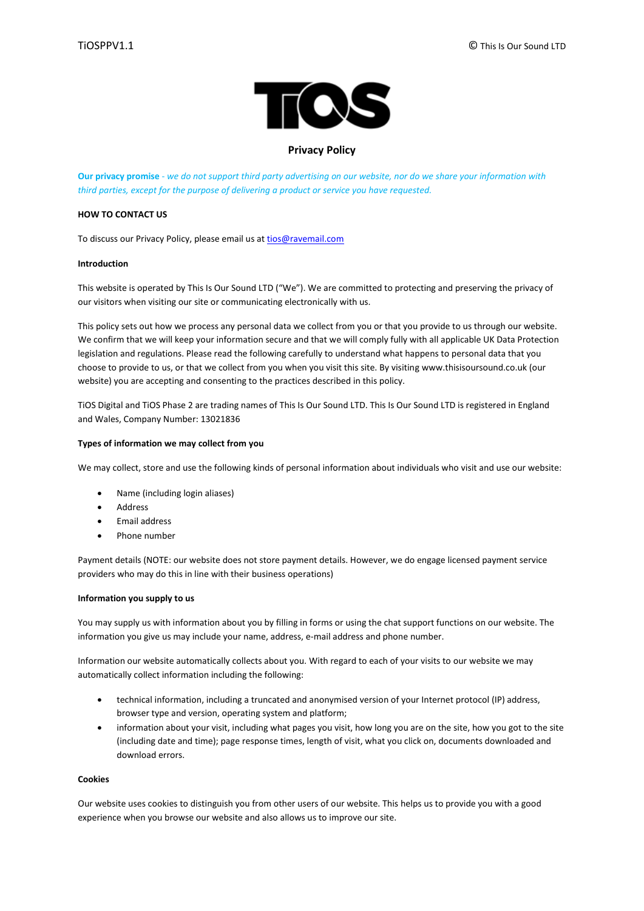# Privacy Policy

**Our privacy promise** - *we do not support third party advertising on our website, nor do we share your information with third parties, except for the purpose of delivering a product or service you have requested.*

**HOW TO CONTACT US**

To discuss our Privacy Policy, please email us at tios@ravemail.com

**Introduction**

This website is operated by This Is Our Sound LTD ("We"). We are committed to protecting and preserving the privacy of our visitors when visiting our site or communicating electronically with us.

This policy sets out how we process any personal data we collect from you or that you provide to us through our website. We confirm that we will keep your information secure and that we will comply fully with all applicable UK Data Protection legislation and regulations. Please read the following carefully to understand what happens to personal data that you choose to provide to us, or that we collect from you when you visit this site. By visiting www.thisisoursound.co.uk (our website) you are accepting and consenting to the practices described in this policy.

TiOS Digital and TiOS Phase 2 are trading names of This Is Our Sound LTD. This Is Our Sound LTD is registered in England and Wales, Company Number: 13021836

**Types of information we may collect from you**

We may collect, store and use the following kinds of personal information about individuals who visit and use our website:

- Name (including login aliases)
- Address
- Email address
- Phone number

Payment details (NOTE: our website does not store payment details. However, we do engage licensed payment service providers who may do this in line with their business operations)

**Information you supply to us**

You may supply us with information about you by filling in forms or using the chat support functions on our website. The information you give us may include your name, address, e-mail address and phone number.

Information our website automatically collects about you. With regard to each of your visits to our website we may automatically collect information including the following:

- technical information, including a truncated and anonymised version of your Internet protocol (IP) address, browser type and version, operating system and platform;
- information about your visit, including what pages you visit, how long you are on the site, how you got to the site (including date and time); page response times, length of visit, what you click on, documents downloaded and download errors.

**Cookies**

Our website uses cookies to distinguish you from other users of our website. This helps us to provide you with a good experience when you browse our website and also allows us to improve our site.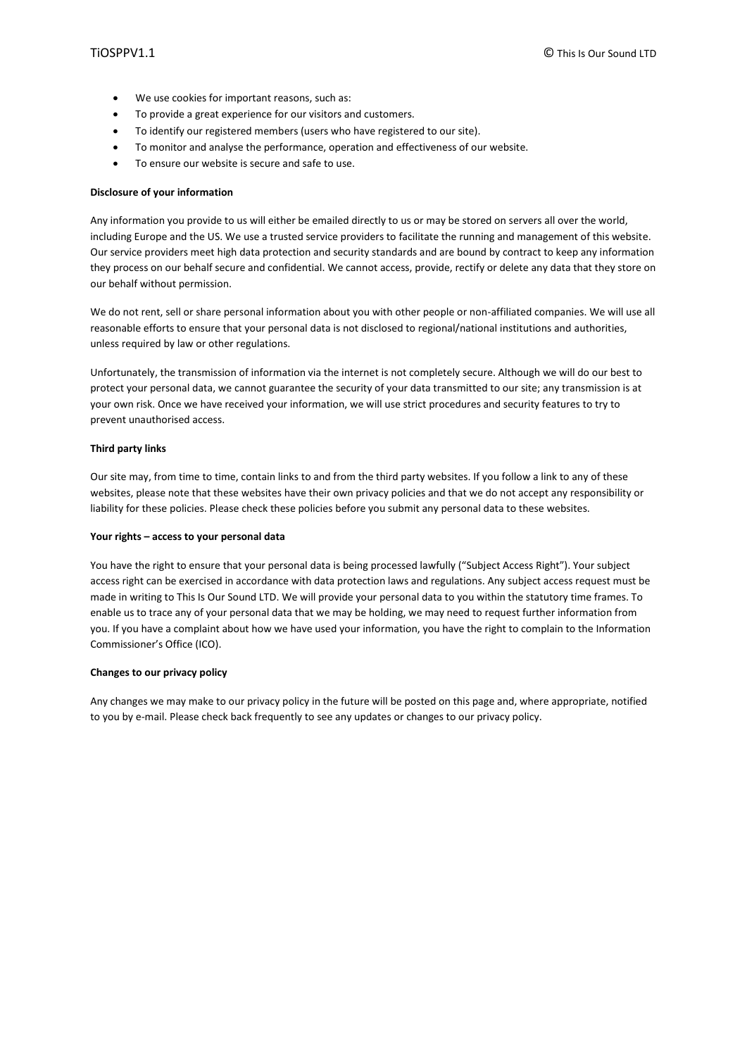- We use cookies for important reasons, such as:
- To provide a great experience for our visitors and customers.
- To identify our registered members (users who have registered to our site).
- To monitor and analyse the performance, operation and effectiveness of our website.
- To ensure our website is secure and safe to use.

**Disclosure of your information**

Any information you provide to us will either be emailed directly to us or may be stored on servers all over the world, including Europe and the US. We use a trusted service providers to facilitate the running and management of this website. Our service providers meet high data protection and security standards and are bound by contract to keep any information they process on our behalf secure and confidential. We cannot access, provide, rectify or delete any data that they store on our behalf without permission.

We do not rent, sell or share personal information about you with other people or non-affiliated companies. We will use all reasonable efforts to ensure that your personal data is not disclosed to regional/national institutions and authorities, unless required by law or other regulations.

Unfortunately, the transmission of information via the internet is not completely secure. Although we will do our best to protect your personal data, we cannot guarantee the security of your data transmitted to our site; any transmission is at your own risk. Once we have received your information, we will use strict procedures and security features to try to prevent unauthorised access.

**Third party links**

Our site may, from time to time, contain links to and from the third party websites. If you follow a link to any of these websites, please note that these websites have their own privacy policies and that we do not accept any responsibility or liability for these policies. Please check these policies before you submit any personal data to these websites.

**Your rights – access to your personal data**

You have the right to ensure that your personal data is being processed lawfully ("Subject Access Right"). Your subject access right can be exercised in accordance with data protection laws and regulations. Any subject access request must be made in writing to This Is Our Sound LTD. We will provide your personal data to you within the statutory time frames. To enable us to trace any of your personal data that we may be holding, we may need to request further information from you. If you have a complaint about how we have used your information, you have the right to complain to the Information Commissioner's Office (ICO).

**Changes to our privacy policy**

Any changes we may make to our privacy policy in the future will be posted on this page and, where appropriate, notified to you by e-mail. Please check back frequently to see any updates or changes to our privacy policy.